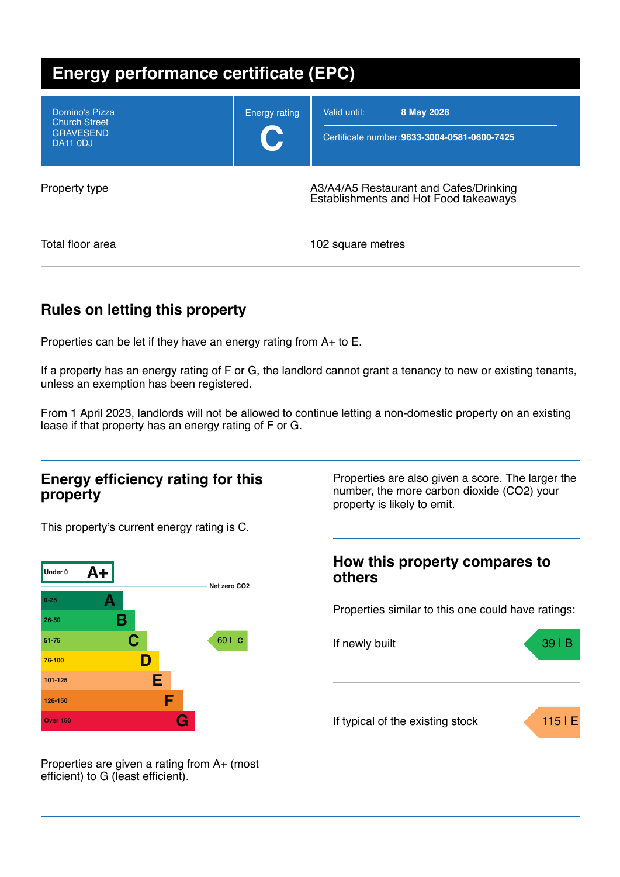# Energy performance certificate (EPC)

| | | |
|---|---|---|
| Domino's Pizza<br>Church Street<br>GRAVESEND<br>DA11 0DJ | Energy rating<br>**C** | Valid until: **8 May 2028**<br>Certificate number: **9633-3004-0581-0600-7425** |

| | |
|---|---|
| Property type | A3/A4/A5 Restaurant and Cafes/Drinking Establishments and Hot Food takeaways |
| Total floor area | 102 square metres |

## Rules on letting this property

Properties can be let if they have an energy rating from A+ to E.

If a property has an energy rating of F or G, the landlord cannot grant a tenancy to new or existing tenants, unless an exemption has been registered.

From 1 April 2023, landlords will not be allowed to continue letting a non-domestic property on an existing lease if that property has an energy rating of F or G.

## Energy efficiency rating for this property

This property's current energy rating is C.

| Score | Rating |
|---|---|
| Under 0 | A+ |
| Net zero CO2 | |
| 0-25 | A |
| 26-50 | B |
| 51-75 | C |
| 76-100 | D |
| 101-125 | E |
| 126-150 | F |
| Over 150 | G |

This property: 60 | C

Properties are given a rating from A+ (most efficient) to G (least efficient).

Properties are also given a score. The larger the number, the more carbon dioxide (CO2) your property is likely to emit.

## How this property compares to others

Properties similar to this one could have ratings:

| | |
|---|---|
| If newly built | 39 \| B |
| If typical of the existing stock | 115 \| E |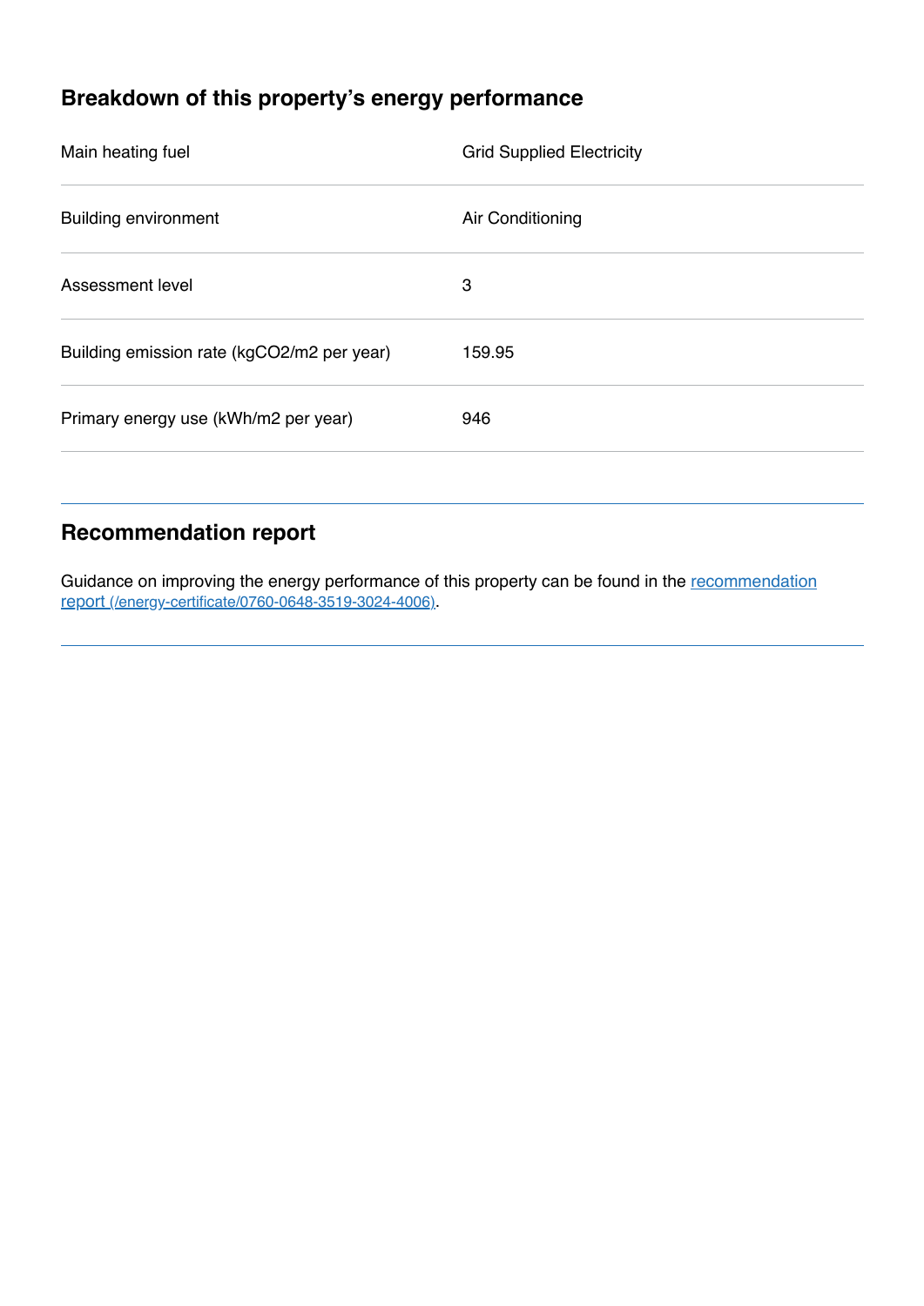## Breakdown of this property's energy performance

| | |
|---|---|
| Main heating fuel | Grid Supplied Electricity |
| Building environment | Air Conditioning |
| Assessment level | 3 |
| Building emission rate (kgCO2/m2 per year) | 159.95 |
| Primary energy use (kWh/m2 per year) | 946 |

## Recommendation report

Guidance on improving the energy performance of this property can be found in the [recommendation report (/energy-certificate/0760-0648-3519-3024-4006)](/energy-certificate/0760-0648-3519-3024-4006).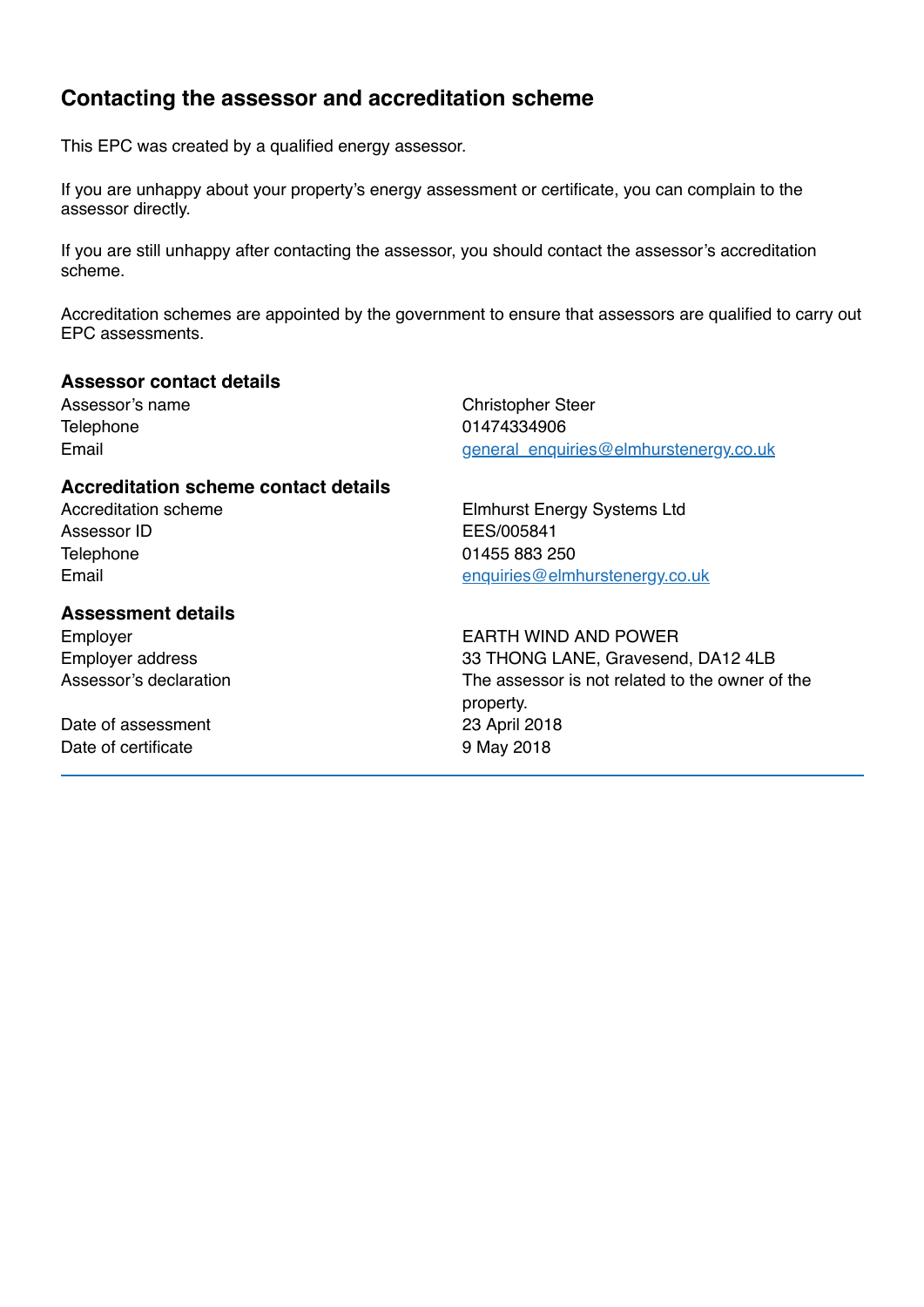## Contacting the assessor and accreditation scheme

This EPC was created by a qualified energy assessor.

If you are unhappy about your property's energy assessment or certificate, you can complain to the assessor directly.

If you are still unhappy after contacting the assessor, you should contact the assessor's accreditation scheme.

Accreditation schemes are appointed by the government to ensure that assessors are qualified to carry out EPC assessments.

### Assessor contact details

| | |
|---|---|
| Assessor's name | Christopher Steer |
| Telephone | 01474334906 |
| Email | general_enquiries@elmhurstenergy.co.uk |

### Accreditation scheme contact details

| | |
|---|---|
| Accreditation scheme | Elmhurst Energy Systems Ltd |
| Assessor ID | EES/005841 |
| Telephone | 01455 883 250 |
| Email | enquiries@elmhurstenergy.co.uk |

### Assessment details

| | |
|---|---|
| Employer | EARTH WIND AND POWER |
| Employer address | 33 THONG LANE, Gravesend, DA12 4LB |
| Assessor's declaration | The assessor is not related to the owner of the property. |
| Date of assessment | 23 April 2018 |
| Date of certificate | 9 May 2018 |